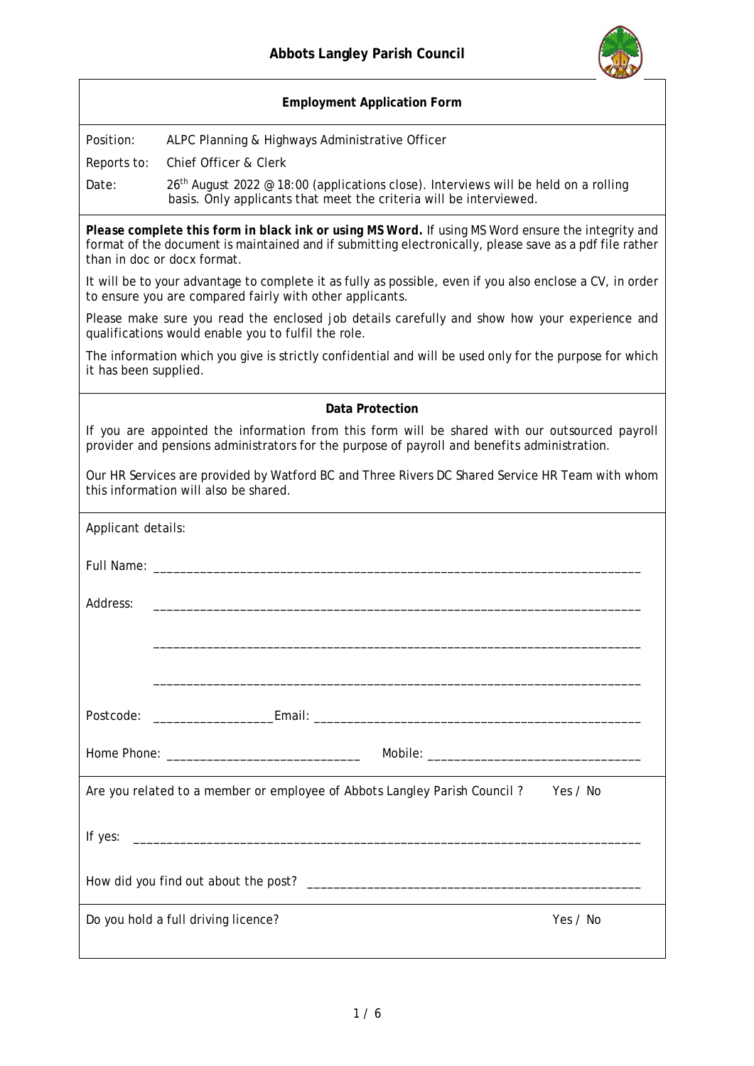# Abbots Langley Parish Council

## Employment Application Form

Position: ALPC Planning & Highways Administrative Officer

Reports to: Chief Officer & Clerk

Date: 26th August 2022 @ 18:00 (applications close). Interviews will be held on a rolling basis. Only applicants that meet the criteria will be interviewed.

***Please complete this form in black ink or using MS Word.*** *If using MS Word ensure the integrity and format of the document is maintained and if submitting electronically, please save as a pdf file rather than in doc or docx format.*

It will be to your advantage to complete it as fully as possible, even if you also enclose a CV, in order to ensure you are compared fairly with other applicants.

Please make sure you read the enclosed job details carefully and show how your experience and qualifications would enable you to fulfil the role.

The information which you give is strictly confidential and will be used only for the purpose for which it has been supplied.

### Data Protection

If you are appointed the information from this form will be shared with our outsourced payroll provider and pensions administrators for the purpose of payroll and benefits administration.

Our HR Services are provided by Watford BC and Three Rivers DC Shared Service HR Team with whom this information will also be shared.

Applicant details:

Full Name: ___________________________________________________________________________

Address: ___________________________________________________________________________

___________________________________________________________________________

___________________________________________________________________________

Postcode: __________________ Email: _________________________________________________

Home Phone: _____________________________ Mobile: ________________________________

Are you related to a member or employee of Abbots Langley Parish Council ? Yes / No

If yes: _____________________________________________________________________________

How did you find out about the post? ___________________________________________________

Do you hold a full driving licence? Yes / No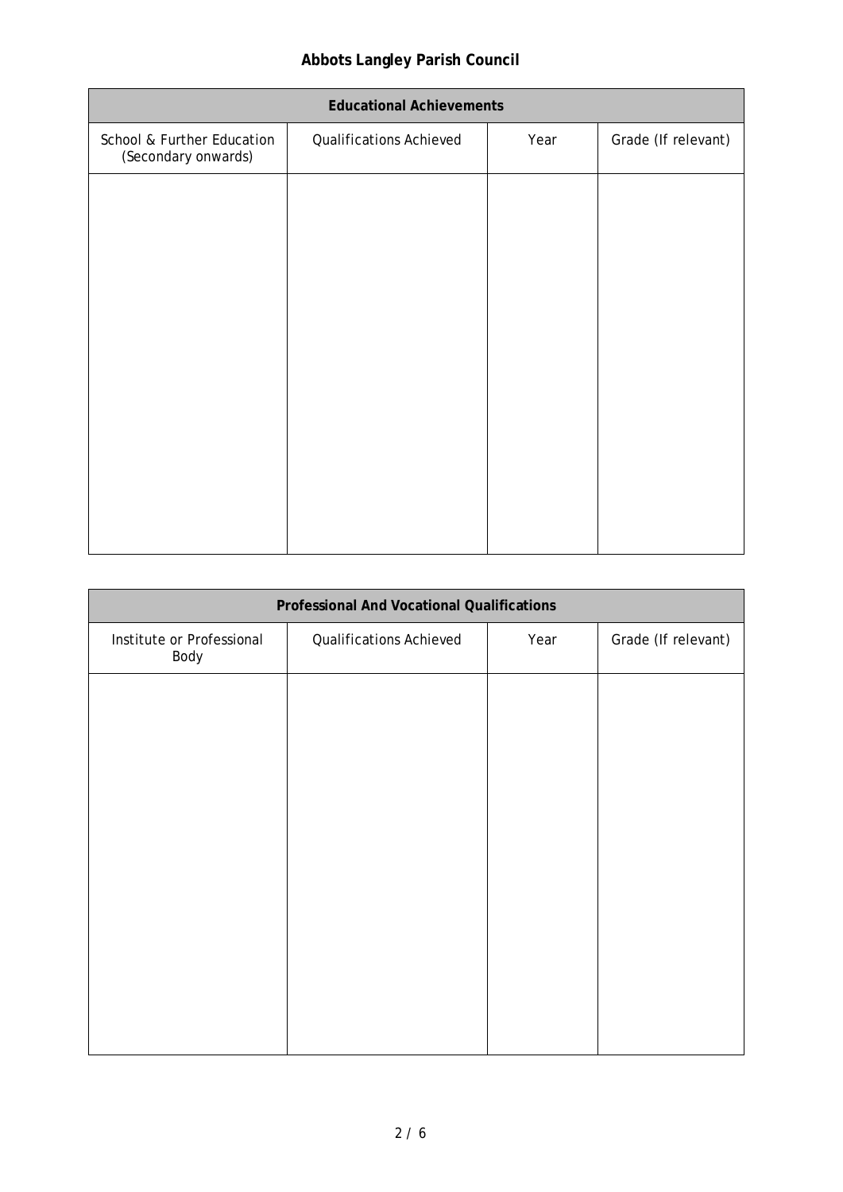| Educational Achievements | | | |
|---|---|---|---|
| School & Further Education (Secondary onwards) | Qualifications Achieved | Year | Grade (If relevant) |
| | | | |

| Professional And Vocational Qualifications | | | |
|---|---|---|---|
| Institute or Professional Body | Qualifications Achieved | Year | Grade (If relevant) |
| | | | |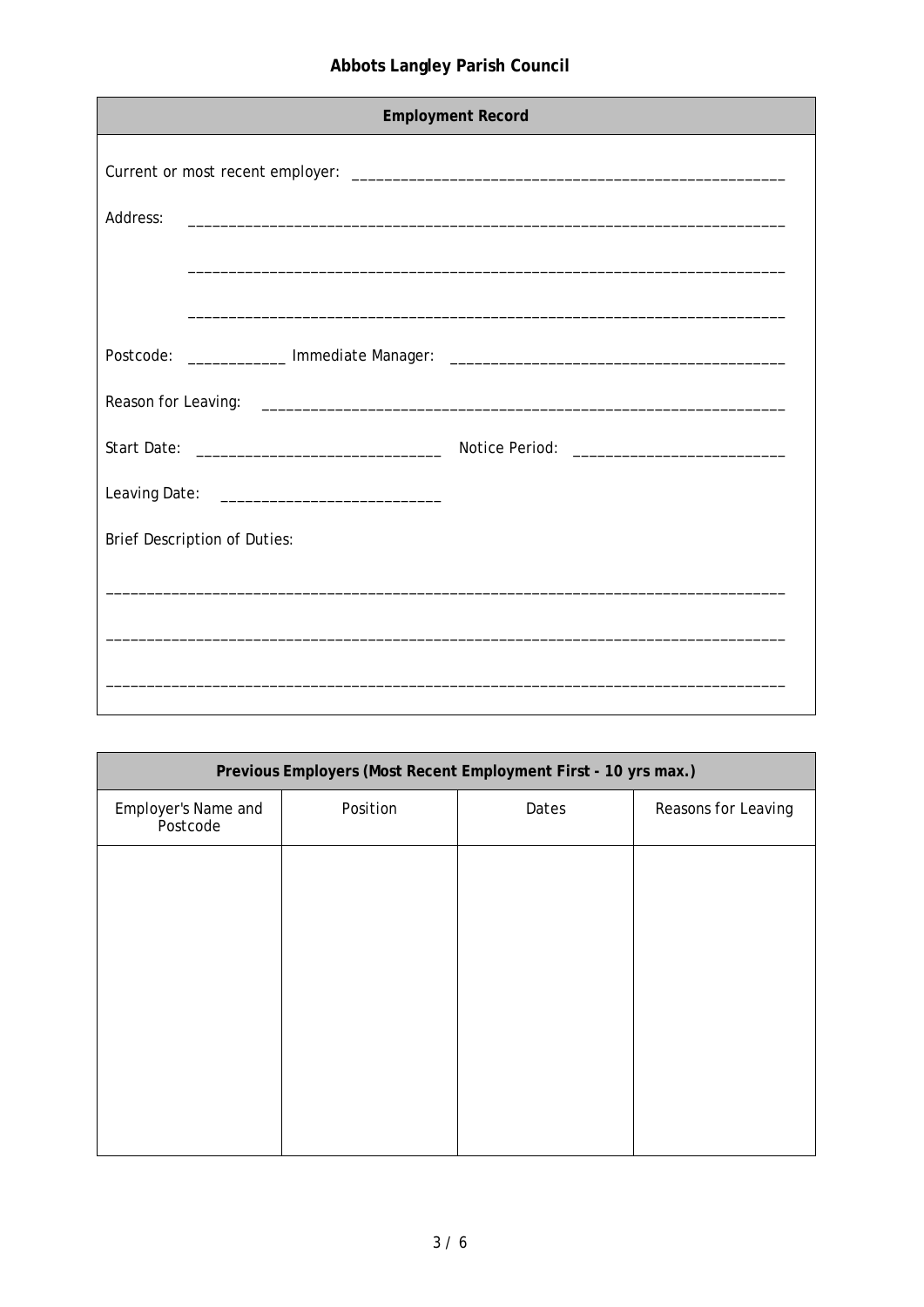**Abbots Langley Parish Council**

| Employment Record |
|---|
| Current or most recent employer: ______________________________________________________ |
| Address: ______________________________________________________ |
| ______________________________________________________ |
| ______________________________________________________ |
| Postcode: ____________ Immediate Manager: ________________________________________ |
| Reason for Leaving: ______________________________________________________ |
| Start Date: ______________________________ Notice Period: __________________________ |
| Leaving Date: ___________________________ |
| Brief Description of Duties: |
| ______________________________________________________ |
| ______________________________________________________ |
| ______________________________________________________ |

| Previous Employers (Most Recent Employment First - 10 yrs max.) | | | |
|---|---|---|---|
| Employer's Name and Postcode | Position | Dates | Reasons for Leaving |
| | | | |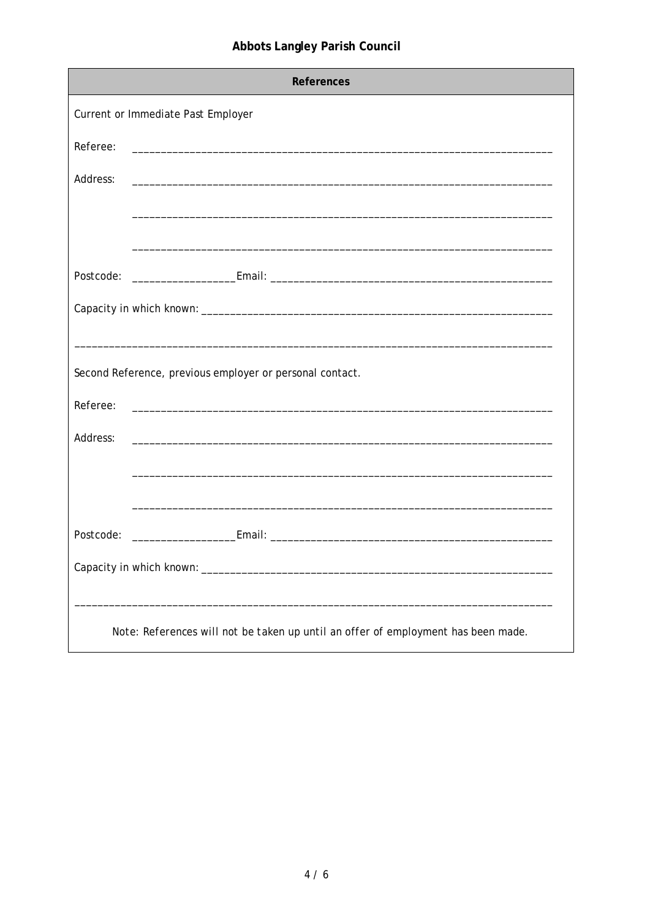## References

Current or Immediate Past Employer

Referee: ___________________________________________________________________________

Address: ___________________________________________________________________________

___________________________________________________________________________

___________________________________________________________________________

Postcode: __________________Email: _________________________________________________

Capacity in which known: ____________________________________________________________

____________________________________________________________________________________

Second Reference, previous employer or personal contact.

Referee: ___________________________________________________________________________

Address: ___________________________________________________________________________

___________________________________________________________________________

___________________________________________________________________________

Postcode: __________________Email: _________________________________________________

Capacity in which known: ____________________________________________________________

____________________________________________________________________________________

*Note: References will not be taken up until an offer of employment has been made.*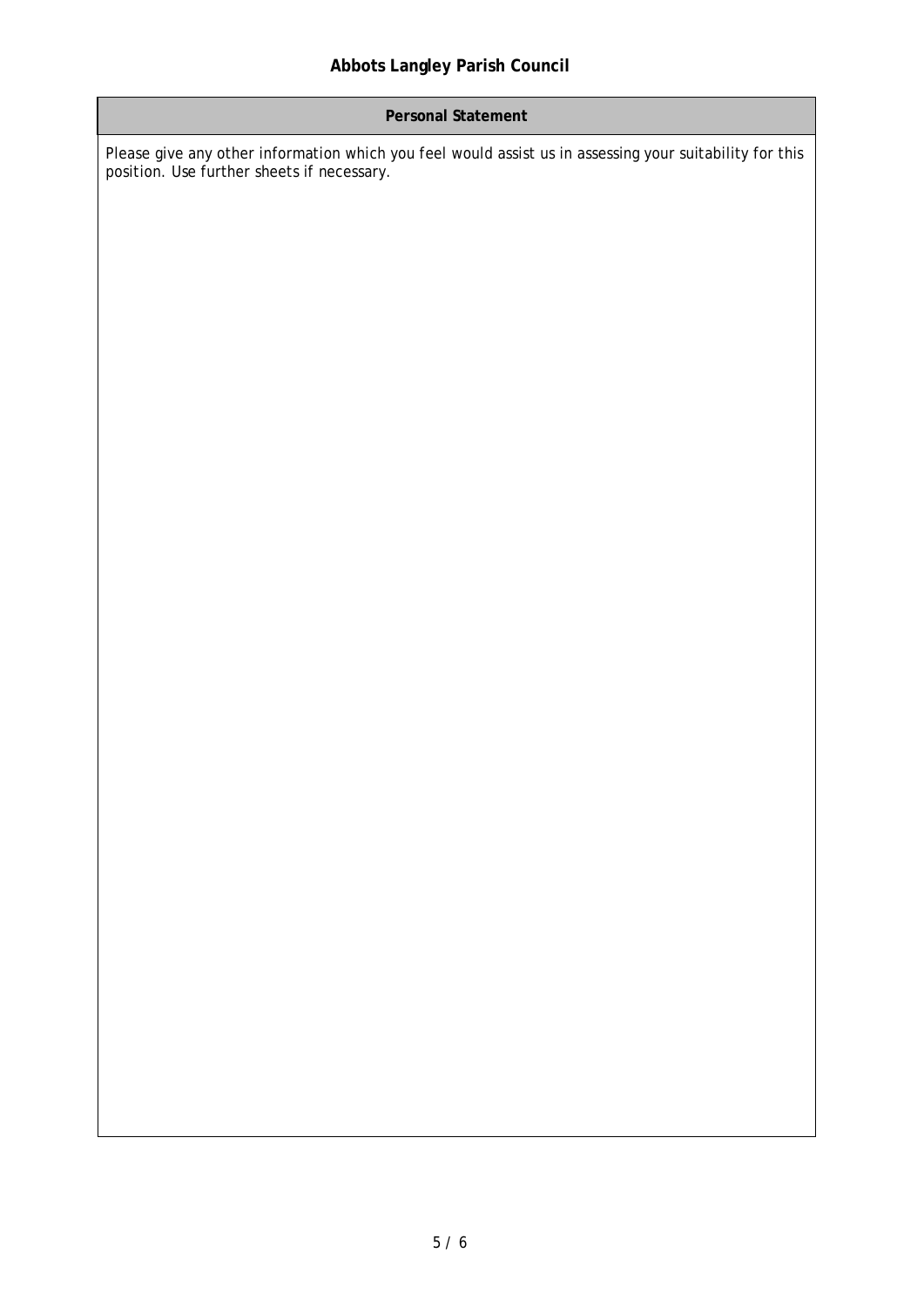| Personal Statement |
| --- |
| *Please give any other information which you feel would assist us in assessing your suitability for this position. Use further sheets if necessary.* |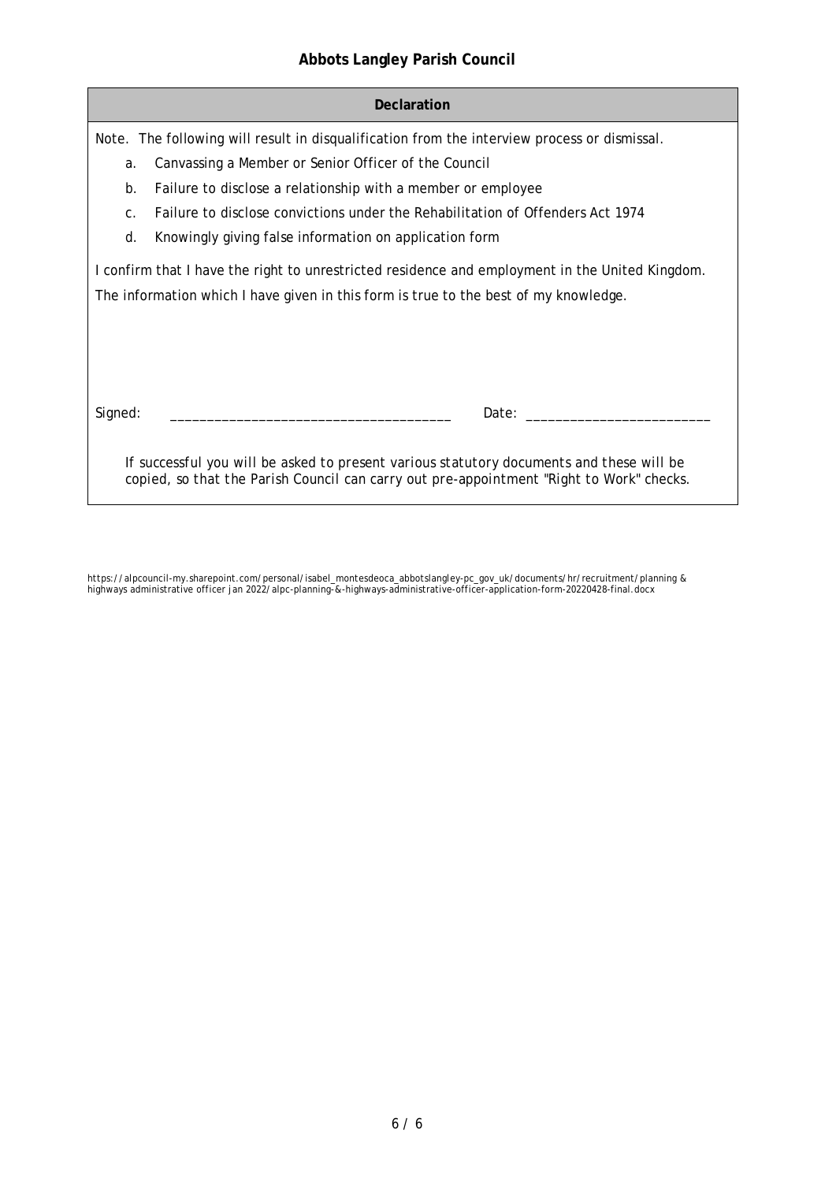## Declaration

*Note. The following will result in disqualification from the interview process or dismissal.*

a. *Canvassing a Member or Senior Officer of the Council*

b. *Failure to disclose a relationship with a member or employee*

c. *Failure to disclose convictions under the Rehabilitation of Offenders Act 1974*

d. *Knowingly giving false information on application form*

*I confirm that I have the right to unrestricted residence and employment in the United Kingdom.*

*The information which I have given in this form is true to the best of my knowledge.*

Signed: ____________________________________ Date: ________________________

*If successful you will be asked to present various statutory documents and these will be copied, so that the Parish Council can carry out pre-appointment "Right to Work" checks.*

https://alpcouncil-my.sharepoint.com/personal/isabel_montesdeoca_abbotslangley-pc_gov_uk/documents/hr/recruitment/planning & highways administrative officer jan 2022/alpc-planning-&-highways-administrative-officer-application-form-20220428-final.docx